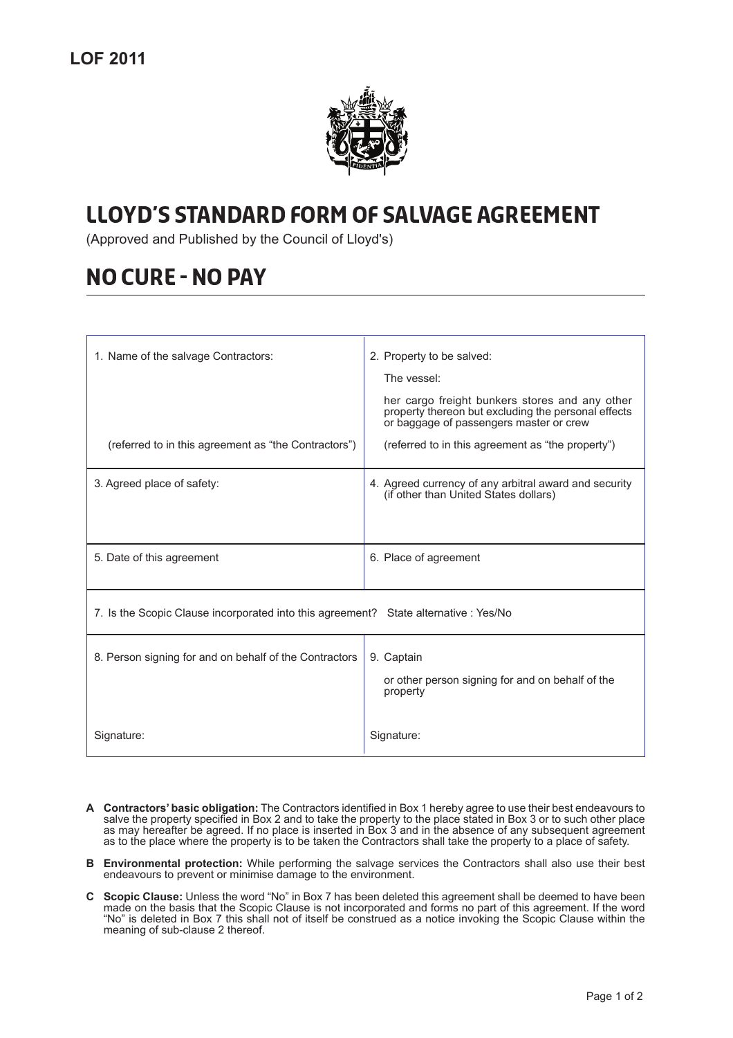**LOF 2011**

# LLOYD'S STANDARD FORM OF SALVAGE AGREEMENT

(Approved and Published by the Council of Lloyd's)

# NO CURE - NO PAY

| | |
|---|---|
| 1. Name of the salvage Contractors:<br><br>(referred to in this agreement as "the Contractors") | 2. Property to be salved:<br>The vessel:<br>her cargo freight bunkers stores and any other property thereon but excluding the personal effects or baggage of passengers master or crew<br>(referred to in this agreement as "the property") |
| 3. Agreed place of safety: | 4. Agreed currency of any arbitral award and security (if other than United States dollars) |
| 5. Date of this agreement | 6. Place of agreement |
| 7. Is the Scopic Clause incorporated into this agreement? State alternative : Yes/No | |
| 8. Person signing for and on behalf of the Contractors<br><br>Signature: | 9. Captain<br>or other person signing for and on behalf of the property<br><br>Signature: |

**A Contractors' basic obligation:** The Contractors identified in Box 1 hereby agree to use their best endeavours to salve the property specified in Box 2 and to take the property to the place stated in Box 3 or to such other place as may hereafter be agreed. If no place is inserted in Box 3 and in the absence of any subsequent agreement as to the place where the property is to be taken the Contractors shall take the property to a place of safety.

**B Environmental protection:** While performing the salvage services the Contractors shall also use their best endeavours to prevent or minimise damage to the environment.

**C Scopic Clause:** Unless the word "No" in Box 7 has been deleted this agreement shall be deemed to have been made on the basis that the Scopic Clause is not incorporated and forms no part of this agreement. If the word "No" is deleted in Box 7 this shall not of itself be construed as a notice invoking the Scopic Clause within the meaning of sub-clause 2 thereof.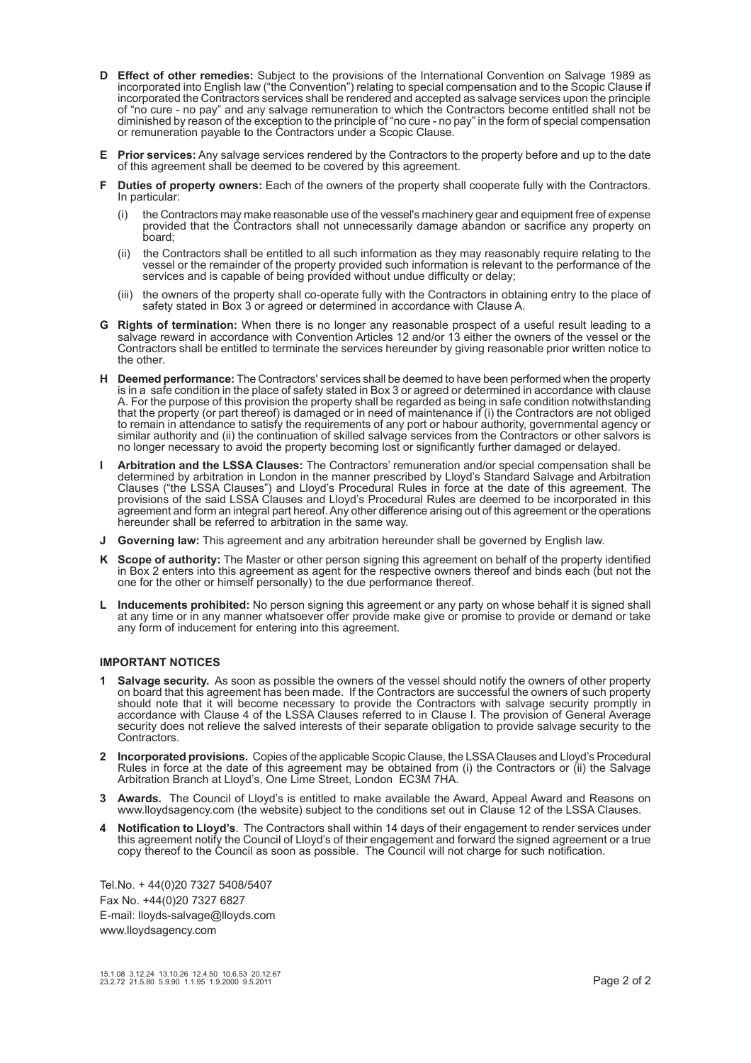**D Effect of other remedies:** Subject to the provisions of the International Convention on Salvage 1989 as incorporated into English law ("the Convention") relating to special compensation and to the Scopic Clause if incorporated the Contractors services shall be rendered and accepted as salvage services upon the principle of "no cure - no pay" and any salvage remuneration to which the Contractors become entitled shall not be diminished by reason of the exception to the principle of "no cure - no pay" in the form of special compensation or remuneration payable to the Contractors under a Scopic Clause.

**E Prior services:** Any salvage services rendered by the Contractors to the property before and up to the date of this agreement shall be deemed to be covered by this agreement.

**F Duties of property owners:** Each of the owners of the property shall cooperate fully with the Contractors. In particular:

(i) the Contractors may make reasonable use of the vessel's machinery gear and equipment free of expense provided that the Contractors shall not unnecessarily damage abandon or sacrifice any property on board;

(ii) the Contractors shall be entitled to all such information as they may reasonably require relating to the vessel or the remainder of the property provided such information is relevant to the performance of the services and is capable of being provided without undue difficulty or delay;

(iii) the owners of the property shall co-operate fully with the Contractors in obtaining entry to the place of safety stated in Box 3 or agreed or determined in accordance with Clause A.

**G Rights of termination:** When there is no longer any reasonable prospect of a useful result leading to a salvage reward in accordance with Convention Articles 12 and/or 13 either the owners of the vessel or the Contractors shall be entitled to terminate the services hereunder by giving reasonable prior written notice to the other.

**H Deemed performance:** The Contractors' services shall be deemed to have been performed when the property is in a safe condition in the place of safety stated in Box 3 or agreed or determined in accordance with clause A. For the purpose of this provision the property shall be regarded as being in safe condition notwithstanding that the property (or part thereof) is damaged or in need of maintenance if (i) the Contractors are not obliged to remain in attendance to satisfy the requirements of any port or habour authority, governmental agency or similar authority and (ii) the continuation of skilled salvage services from the Contractors or other salvors is no longer necessary to avoid the property becoming lost or significantly further damaged or delayed.

**I Arbitration and the LSSA Clauses:** The Contractors' remuneration and/or special compensation shall be determined by arbitration in London in the manner prescribed by Lloyd's Standard Salvage and Arbitration Clauses ("the LSSA Clauses") and Lloyd's Procedural Rules in force at the date of this agreement. The provisions of the said LSSA Clauses and Lloyd's Procedural Rules are deemed to be incorporated in this agreement and form an integral part hereof. Any other difference arising out of this agreement or the operations hereunder shall be referred to arbitration in the same way.

**J Governing law:** This agreement and any arbitration hereunder shall be governed by English law.

**K Scope of authority:** The Master or other person signing this agreement on behalf of the property identified in Box 2 enters into this agreement as agent for the respective owners thereof and binds each (but not the one for the other or himself personally) to the due performance thereof.

**L Inducements prohibited:** No person signing this agreement or any party on whose behalf it is signed shall at any time or in any manner whatsoever offer provide make give or promise to provide or demand or take any form of inducement for entering into this agreement.

## IMPORTANT NOTICES

**1 Salvage security.** As soon as possible the owners of the vessel should notify the owners of other property on board that this agreement has been made. If the Contractors are successful the owners of such property should note that it will become necessary to provide the Contractors with salvage security promptly in accordance with Clause 4 of the LSSA Clauses referred to in Clause I. The provision of General Average security does not relieve the salved interests of their separate obligation to provide salvage security to the Contractors.

**2 Incorporated provisions.** Copies of the applicable Scopic Clause, the LSSA Clauses and Lloyd's Procedural Rules in force at the date of this agreement may be obtained from (i) the Contractors or (ii) the Salvage Arbitration Branch at Lloyd's, One Lime Street, London EC3M 7HA.

**3 Awards.** The Council of Lloyd's is entitled to make available the Award, Appeal Award and Reasons on www.lloydsagency.com (the website) subject to the conditions set out in Clause 12 of the LSSA Clauses.

**4 Notification to Lloyd's**. The Contractors shall within 14 days of their engagement to render services under this agreement notify the Council of Lloyd's of their engagement and forward the signed agreement or a true copy thereof to the Council as soon as possible. The Council will not charge for such notification.

Tel.No. + 44(0)20 7327 5408/5407
Fax No. +44(0)20 7327 6827
E-mail: lloyds-salvage@lloyds.com
www.lloydsagency.com

15.1.08 3.12.24 13.10.26 12.4.50 10.6.53 20.12.67
23.2.72 21.5.80 5.9.90 1.1.95 1.9.2000 9.5.2011